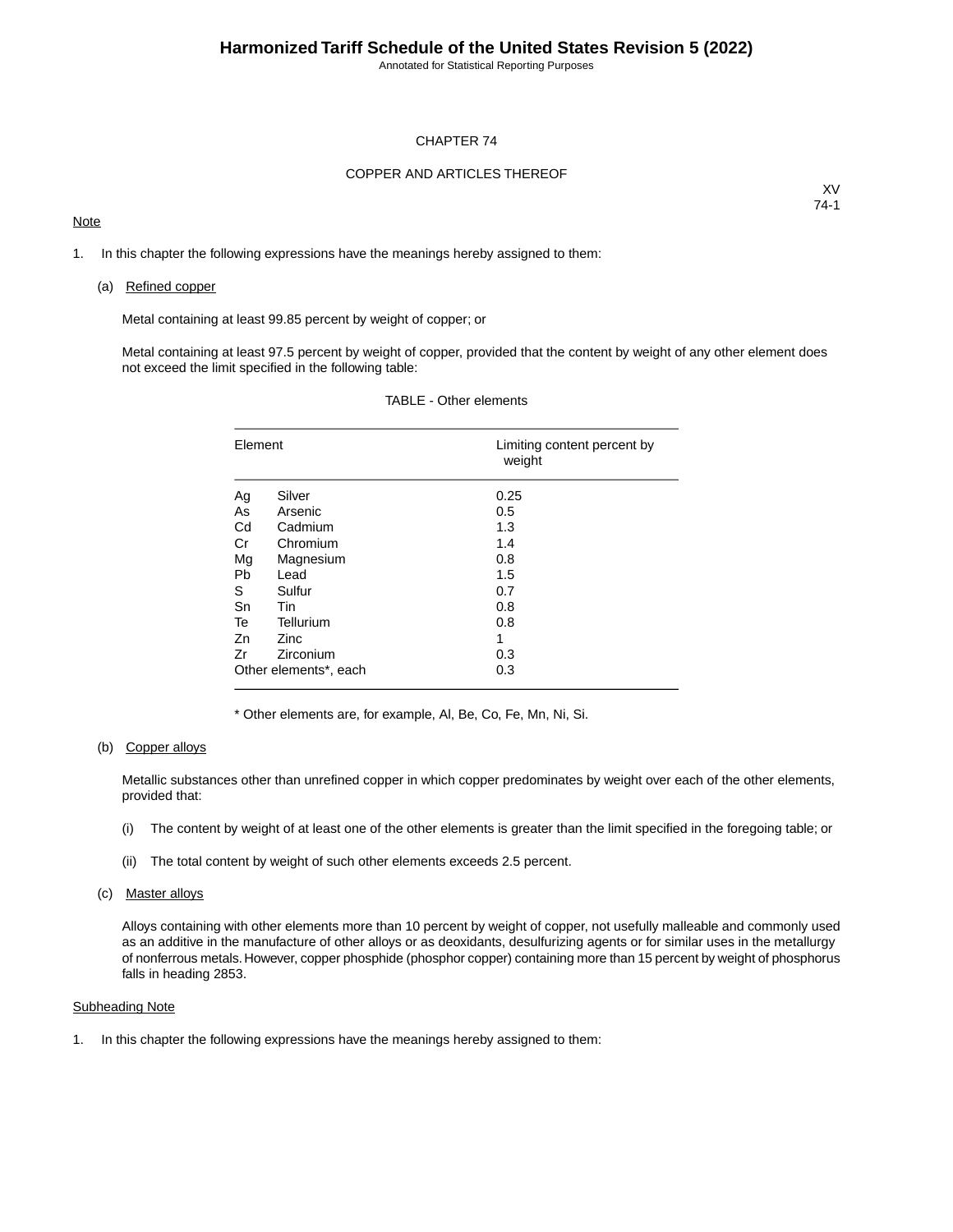# CHAPTER 74

## COPPER AND ARTICLES THEREOF

XV
74-1

Note

1. In this chapter the following expressions have the meanings hereby assigned to them:

   (a) Refined copper

   Metal containing at least 99.85 percent by weight of copper; or

   Metal containing at least 97.5 percent by weight of copper, provided that the content by weight of any other element does not exceed the limit specified in the following table:

TABLE - Other elements

| Element | | Limiting content percent by weight |
|---|---|---|
| Ag | Silver | 0.25 |
| As | Arsenic | 0.5 |
| Cd | Cadmium | 1.3 |
| Cr | Chromium | 1.4 |
| Mg | Magnesium | 0.8 |
| Pb | Lead | 1.5 |
| S | Sulfur | 0.7 |
| Sn | Tin | 0.8 |
| Te | Tellurium | 0.8 |
| Zn | Zinc | 1 |
| Zr | Zirconium | 0.3 |
| Other elements*, each | | 0.3 |

\* Other elements are, for example, Al, Be, Co, Fe, Mn, Ni, Si.

   (b) Copper alloys

   Metallic substances other than unrefined copper in which copper predominates by weight over each of the other elements, provided that:

   (i) The content by weight of at least one of the other elements is greater than the limit specified in the foregoing table; or

   (ii) The total content by weight of such other elements exceeds 2.5 percent.

   (c) Master alloys

   Alloys containing with other elements more than 10 percent by weight of copper, not usefully malleable and commonly used as an additive in the manufacture of other alloys or as deoxidants, desulfurizing agents or for similar uses in the metallurgy of nonferrous metals. However, copper phosphide (phosphor copper) containing more than 15 percent by weight of phosphorus falls in heading 2853.

Subheading Note

1. In this chapter the following expressions have the meanings hereby assigned to them: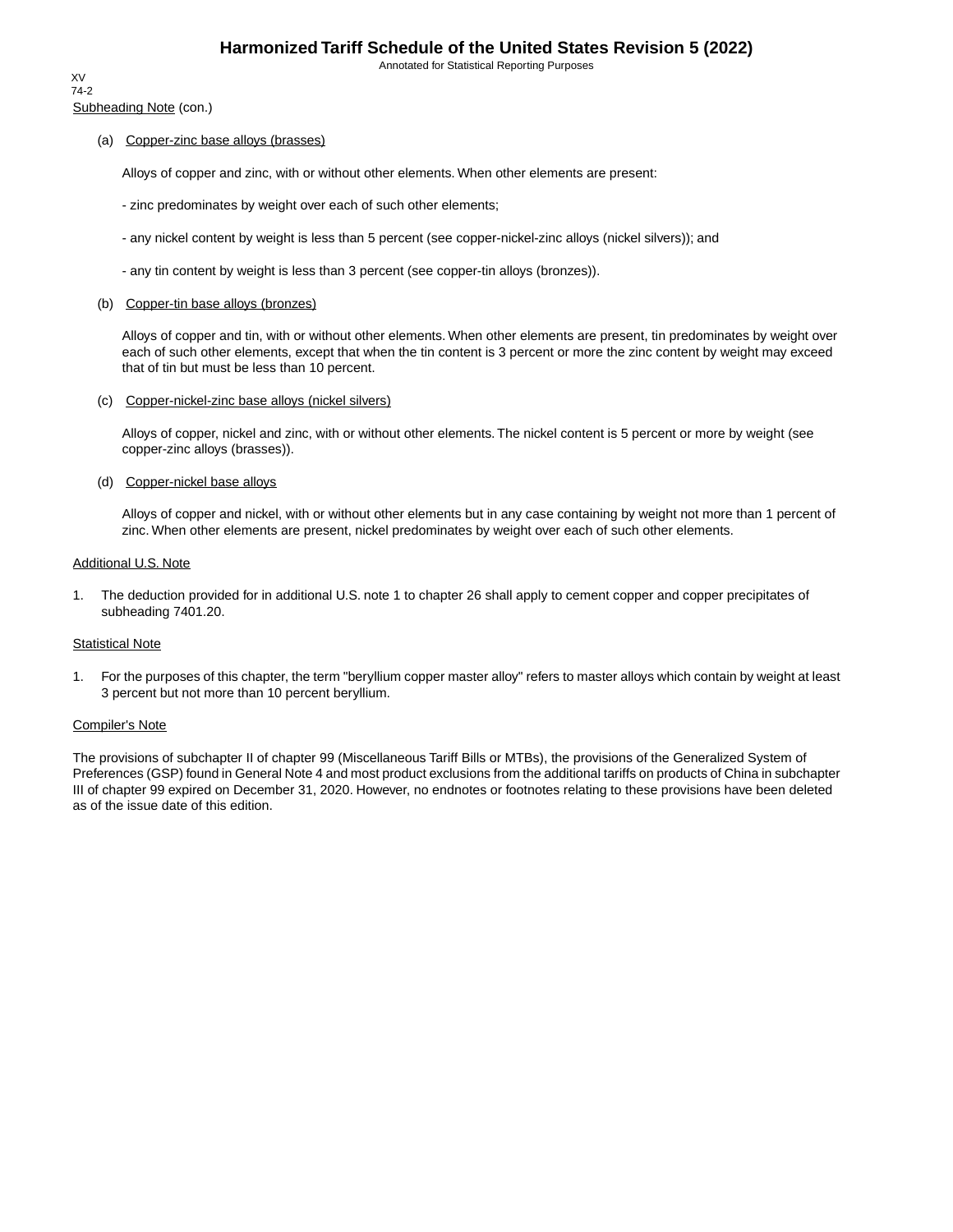Subheading Note (con.)

(a) Copper-zinc base alloys (brasses)

Alloys of copper and zinc, with or without other elements. When other elements are present:

- zinc predominates by weight over each of such other elements;

- any nickel content by weight is less than 5 percent (see copper-nickel-zinc alloys (nickel silvers)); and

- any tin content by weight is less than 3 percent (see copper-tin alloys (bronzes)).

(b) Copper-tin base alloys (bronzes)

Alloys of copper and tin, with or without other elements. When other elements are present, tin predominates by weight over each of such other elements, except that when the tin content is 3 percent or more the zinc content by weight may exceed that of tin but must be less than 10 percent.

(c) Copper-nickel-zinc base alloys (nickel silvers)

Alloys of copper, nickel and zinc, with or without other elements. The nickel content is 5 percent or more by weight (see copper-zinc alloys (brasses)).

(d) Copper-nickel base alloys

Alloys of copper and nickel, with or without other elements but in any case containing by weight not more than 1 percent of zinc. When other elements are present, nickel predominates by weight over each of such other elements.

Additional U.S. Note

1. The deduction provided for in additional U.S. note 1 to chapter 26 shall apply to cement copper and copper precipitates of subheading 7401.20.

Statistical Note

1. For the purposes of this chapter, the term "beryllium copper master alloy" refers to master alloys which contain by weight at least 3 percent but not more than 10 percent beryllium.

Compiler's Note

The provisions of subchapter II of chapter 99 (Miscellaneous Tariff Bills or MTBs), the provisions of the Generalized System of Preferences (GSP) found in General Note 4 and most product exclusions from the additional tariffs on products of China in subchapter III of chapter 99 expired on December 31, 2020. However, no endnotes or footnotes relating to these provisions have been deleted as of the issue date of this edition.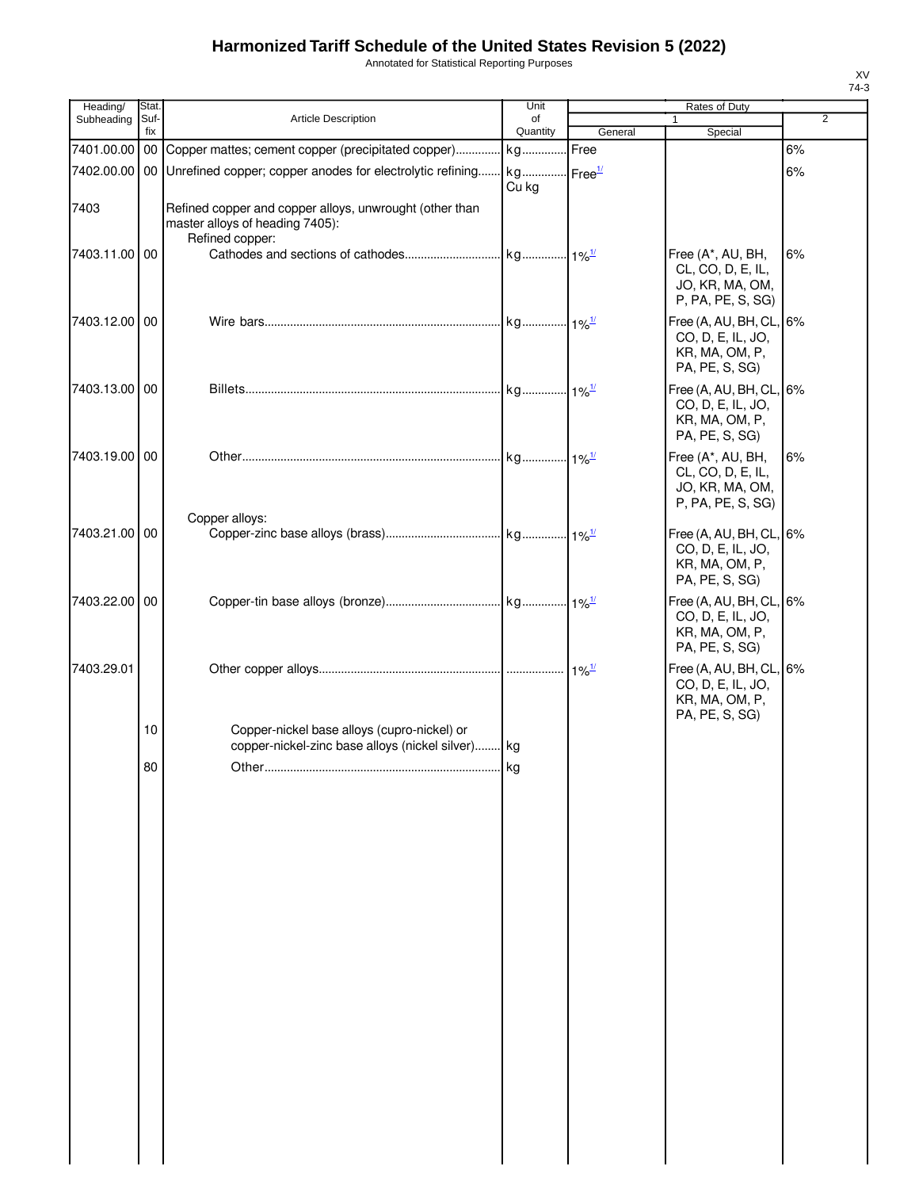# Harmonized Tariff Schedule of the United States Revision 5 (2022)

Annotated for Statistical Reporting Purposes

XV
74-3

| Heading/ Subheading | Stat. Suf- fix | Article Description | Unit of Quantity | Rates of Duty 1 General | Special | 2 |
|---|---|---|---|---|---|---|
| 7401.00.00 | 00 | Copper mattes; cement copper (precipitated copper) | kg | Free | | 6% |
| 7402.00.00 | 00 | Unrefined copper; copper anodes for electrolytic refining | kg Cu kg | Free[1/] | | 6% |
| 7403 | | Refined copper and copper alloys, unwrought (other than master alloys of heading 7405): | | | | |
| | | Refined copper: | | | | |
| 7403.11.00 | 00 | Cathodes and sections of cathodes | kg | 1%[1/] | Free (A*, AU, BH, CL, CO, D, E, IL, JO, KR, MA, OM, P, PA, PE, S, SG) | 6% |
| 7403.12.00 | 00 | Wire bars | kg | 1%[1/] | Free (A, AU, BH, CL, CO, D, E, IL, JO, KR, MA, OM, P, PA, PE, S, SG) | 6% |
| 7403.13.00 | 00 | Billets | kg | 1%[1/] | Free (A, AU, BH, CL, CO, D, E, IL, JO, KR, MA, OM, P, PA, PE, S, SG) | 6% |
| 7403.19.00 | 00 | Other | kg | 1%[1/] | Free (A*, AU, BH, CL, CO, D, E, IL, JO, KR, MA, OM, P, PA, PE, S, SG) | 6% |
| | | Copper alloys: | | | | |
| 7403.21.00 | 00 | Copper-zinc base alloys (brass) | kg | 1%[1/] | Free (A, AU, BH, CL, CO, D, E, IL, JO, KR, MA, OM, P, PA, PE, S, SG) | 6% |
| 7403.22.00 | 00 | Copper-tin base alloys (bronze) | kg | 1%[1/] | Free (A, AU, BH, CL, CO, D, E, IL, JO, KR, MA, OM, P, PA, PE, S, SG) | 6% |
| 7403.29.01 | | Other copper alloys | | 1%[1/] | Free (A, AU, BH, CL, CO, D, E, IL, JO, KR, MA, OM, P, PA, PE, S, SG) | 6% |
| | 10 | Copper-nickel base alloys (cupro-nickel) or copper-nickel-zinc base alloys (nickel silver) | kg | | | |
| | 80 | Other | kg | | | |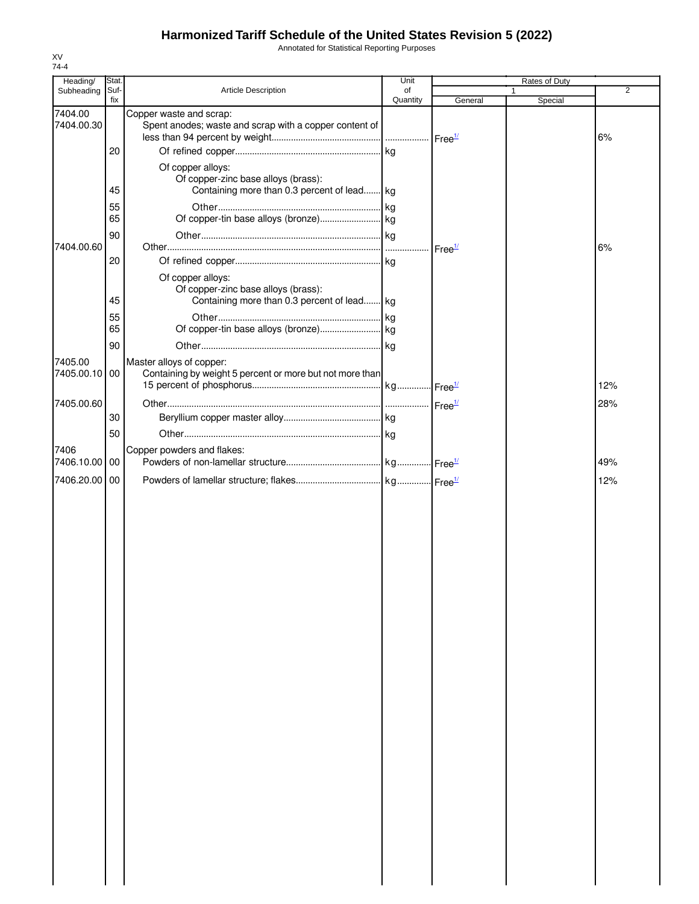# Harmonized Tariff Schedule of the United States Revision 5 (2022)

Annotated for Statistical Reporting Purposes

XV
74-4

| Heading/ Subheading | Stat. Suf- fix | Article Description | Unit of Quantity | Rates of Duty 1 General | Special | 2 |
|---|---|---|---|---|---|---|
| 7404.00 | | Copper waste and scrap: | | | | |
| 7404.00.30 | | Spent anodes; waste and scrap with a copper content of less than 94 percent by weight | | Free[1/] | | 6% |
| | 20 | Of refined copper | kg | | | |
| | | Of copper alloys: | | | | |
| | | Of copper-zinc base alloys (brass): | | | | |
| | 45 | Containing more than 0.3 percent of lead | kg | | | |
| | 55 | Other | kg | | | |
| | 65 | Of copper-tin base alloys (bronze) | kg | | | |
| | 90 | Other | kg | | | |
| 7404.00.60 | | Other | | Free[1/] | | 6% |
| | 20 | Of refined copper | kg | | | |
| | | Of copper alloys: | | | | |
| | | Of copper-zinc base alloys (brass): | | | | |
| | 45 | Containing more than 0.3 percent of lead | kg | | | |
| | 55 | Other | kg | | | |
| | 65 | Of copper-tin base alloys (bronze) | kg | | | |
| | 90 | Other | kg | | | |
| 7405.00 | | Master alloys of copper: | | | | |
| 7405.00.10 | 00 | Containing by weight 5 percent or more but not more than 15 percent of phosphorus | kg | Free[1/] | | 12% |
| 7405.00.60 | | Other | | Free[1/] | | 28% |
| | 30 | Beryllium copper master alloy | kg | | | |
| | 50 | Other | kg | | | |
| 7406 | | Copper powders and flakes: | | | | |
| 7406.10.00 | 00 | Powders of non-lamellar structure | kg | Free[1/] | | 49% |
| 7406.20.00 | 00 | Powders of lamellar structure; flakes | kg | Free[1/] | | 12% |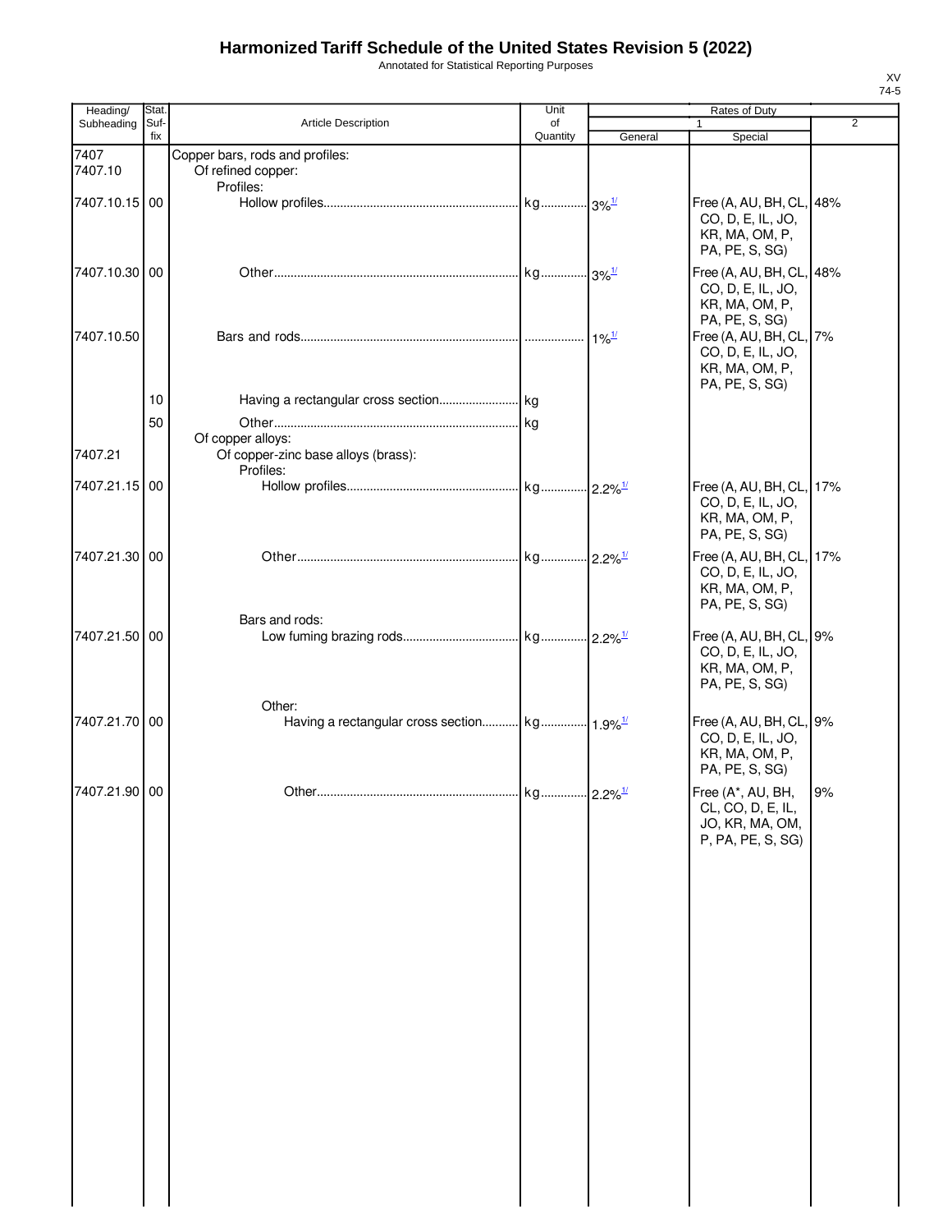# Harmonized Tariff Schedule of the United States Revision 5 (2022)

Annotated for Statistical Reporting Purposes

XV
74-5

| Heading/ Subheading | Stat. Suf- fix | Article Description | Unit of Quantity | Rates of Duty 1 General | Special | 2 |
|---|---|---|---|---|---|---|
| 7407 | | Copper bars, rods and profiles: | | | | |
| 7407.10 | | Of refined copper: | | | | |
| | | Profiles: | | | | |
| 7407.10.15 | 00 | Hollow profiles | kg | 3%[1/] | Free (A, AU, BH, CL, CO, D, E, IL, JO, KR, MA, OM, P, PA, PE, S, SG) | 48% |
| 7407.10.30 | 00 | Other | kg | 3%[1/] | Free (A, AU, BH, CL, CO, D, E, IL, JO, KR, MA, OM, P, PA, PE, S, SG) | 48% |
| 7407.10.50 | | Bars and rods | | 1%[1/] | Free (A, AU, BH, CL, CO, D, E, IL, JO, KR, MA, OM, P, PA, PE, S, SG) | 7% |
| | 10 | Having a rectangular cross section | kg | | | |
| | 50 | Other | kg | | | |
| | | Of copper alloys: | | | | |
| 7407.21 | | Of copper-zinc base alloys (brass): | | | | |
| | | Profiles: | | | | |
| 7407.21.15 | 00 | Hollow profiles | kg | 2.2%[1/] | Free (A, AU, BH, CL, CO, D, E, IL, JO, KR, MA, OM, P, PA, PE, S, SG) | 17% |
| 7407.21.30 | 00 | Other | kg | 2.2%[1/] | Free (A, AU, BH, CL, CO, D, E, IL, JO, KR, MA, OM, P, PA, PE, S, SG) | 17% |
| | | Bars and rods: | | | | |
| 7407.21.50 | 00 | Low fuming brazing rods | kg | 2.2%[1/] | Free (A, AU, BH, CL, CO, D, E, IL, JO, KR, MA, OM, P, PA, PE, S, SG) | 9% |
| | | Other: | | | | |
| 7407.21.70 | 00 | Having a rectangular cross section | kg | 1.9%[1/] | Free (A, AU, BH, CL, CO, D, E, IL, JO, KR, MA, OM, P, PA, PE, S, SG) | 9% |
| 7407.21.90 | 00 | Other | kg | 2.2%[1/] | Free (A*, AU, BH, CL, CO, D, E, IL, JO, KR, MA, OM, P, PA, PE, S, SG) | 9% |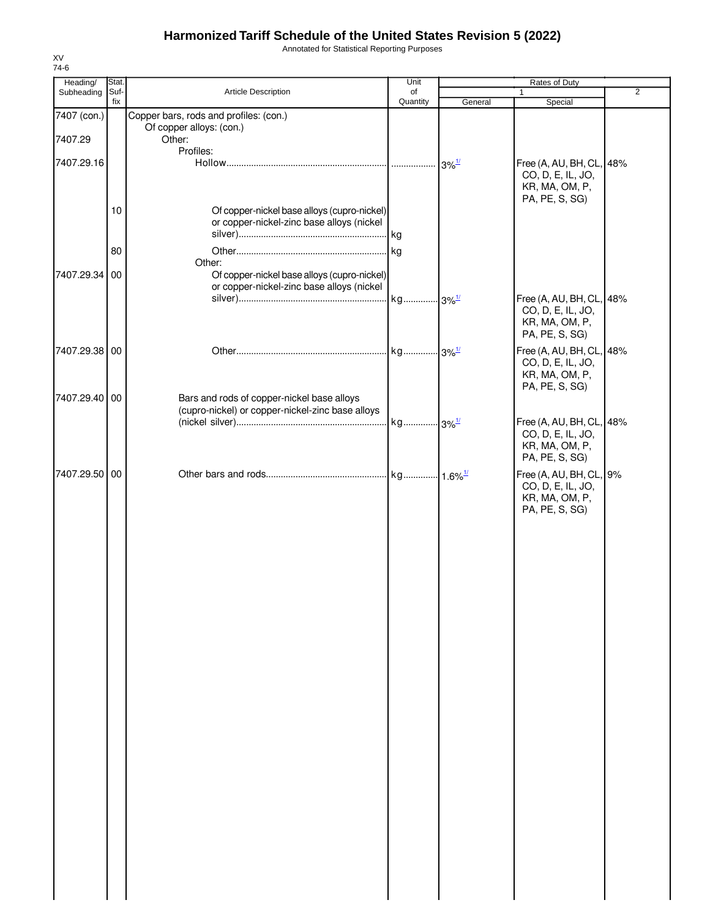# Harmonized Tariff Schedule of the United States Revision 5 (2022)

Annotated for Statistical Reporting Purposes

XV
74-6

| Heading/ Subheading | Stat. Suf- fix | Article Description | Unit of Quantity | Rates of Duty 1 General | Special | 2 |
|---|---|---|---|---|---|---|
| 7407 (con.) | | Copper bars, rods and profiles: (con.) | | | | |
| | | Of copper alloys: (con.) | | | | |
| 7407.29 | | Other: | | | | |
| | | Profiles: | | | | |
| 7407.29.16 | | Hollow | | 3%[1/] | Free (A, AU, BH, CL, CO, D, E, IL, JO, KR, MA, OM, P, PA, PE, S, SG) | 48% |
| | 10 | Of copper-nickel base alloys (cupro-nickel) or copper-nickel-zinc base alloys (nickel silver) | kg | | | |
| | 80 | Other | kg | | | |
| | | Other: | | | | |
| 7407.29.34 | 00 | Of copper-nickel base alloys (cupro-nickel) or copper-nickel-zinc base alloys (nickel silver) | kg | 3%[1/] | Free (A, AU, BH, CL, CO, D, E, IL, JO, KR, MA, OM, P, PA, PE, S, SG) | 48% |
| 7407.29.38 | 00 | Other | kg | 3%[1/] | Free (A, AU, BH, CL, CO, D, E, IL, JO, KR, MA, OM, P, PA, PE, S, SG) | 48% |
| 7407.29.40 | 00 | Bars and rods of copper-nickel base alloys (cupro-nickel) or copper-nickel-zinc base alloys (nickel silver) | kg | 3%[1/] | Free (A, AU, BH, CL, CO, D, E, IL, JO, KR, MA, OM, P, PA, PE, S, SG) | 48% |
| 7407.29.50 | 00 | Other bars and rods | kg | 1.6%[1/] | Free (A, AU, BH, CL, CO, D, E, IL, JO, KR, MA, OM, P, PA, PE, S, SG) | 9% |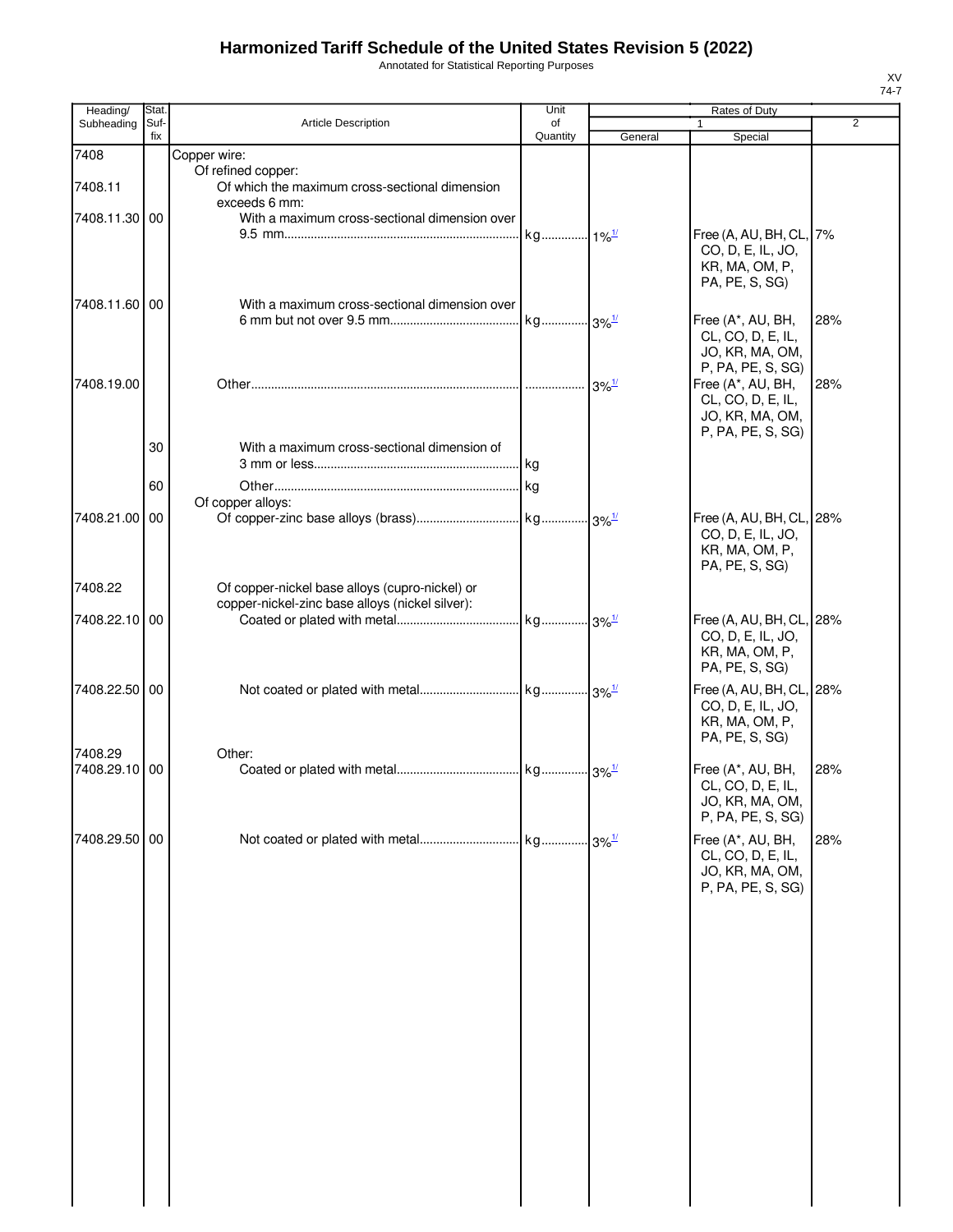# Harmonized Tariff Schedule of the United States Revision 5 (2022)

Annotated for Statistical Reporting Purposes

XV
74-7

| Heading/ Subheading | Stat. Suf- fix | Article Description | Unit of Quantity | Rates of Duty 1 General | Special | 2 |
|---|---|---|---|---|---|---|
| 7408 | | Copper wire: | | | | |
| | | Of refined copper: | | | | |
| 7408.11 | | Of which the maximum cross-sectional dimension exceeds 6 mm: | | | | |
| 7408.11.30 | 00 | With a maximum cross-sectional dimension over 9.5 mm | kg | 1%[1/] | Free (A, AU, BH, CL, CO, D, E, IL, JO, KR, MA, OM, P, PA, PE, S, SG) | 7% |
| 7408.11.60 | 00 | With a maximum cross-sectional dimension over 6 mm but not over 9.5 mm | kg | 3%[1/] | Free (A*, AU, BH, CL, CO, D, E, IL, JO, KR, MA, OM, P, PA, PE, S, SG) | 28% |
| 7408.19.00 | | Other | | 3%[1/] | Free (A*, AU, BH, CL, CO, D, E, IL, JO, KR, MA, OM, P, PA, PE, S, SG) | 28% |
| | 30 | With a maximum cross-sectional dimension of 3 mm or less | kg | | | |
| | 60 | Other | kg | | | |
| | | Of copper alloys: | | | | |
| 7408.21.00 | 00 | Of copper-zinc base alloys (brass) | kg | 3%[1/] | Free (A, AU, BH, CL, CO, D, E, IL, JO, KR, MA, OM, P, PA, PE, S, SG) | 28% |
| 7408.22 | | Of copper-nickel base alloys (cupro-nickel) or copper-nickel-zinc base alloys (nickel silver): | | | | |
| 7408.22.10 | 00 | Coated or plated with metal | kg | 3%[1/] | Free (A, AU, BH, CL, CO, D, E, IL, JO, KR, MA, OM, P, PA, PE, S, SG) | 28% |
| 7408.22.50 | 00 | Not coated or plated with metal | kg | 3%[1/] | Free (A, AU, BH, CL, CO, D, E, IL, JO, KR, MA, OM, P, PA, PE, S, SG) | 28% |
| 7408.29 | | Other: | | | | |
| 7408.29.10 | 00 | Coated or plated with metal | kg | 3%[1/] | Free (A*, AU, BH, CL, CO, D, E, IL, JO, KR, MA, OM, P, PA, PE, S, SG) | 28% |
| 7408.29.50 | 00 | Not coated or plated with metal | kg | 3%[1/] | Free (A*, AU, BH, CL, CO, D, E, IL, JO, KR, MA, OM, P, PA, PE, S, SG) | 28% |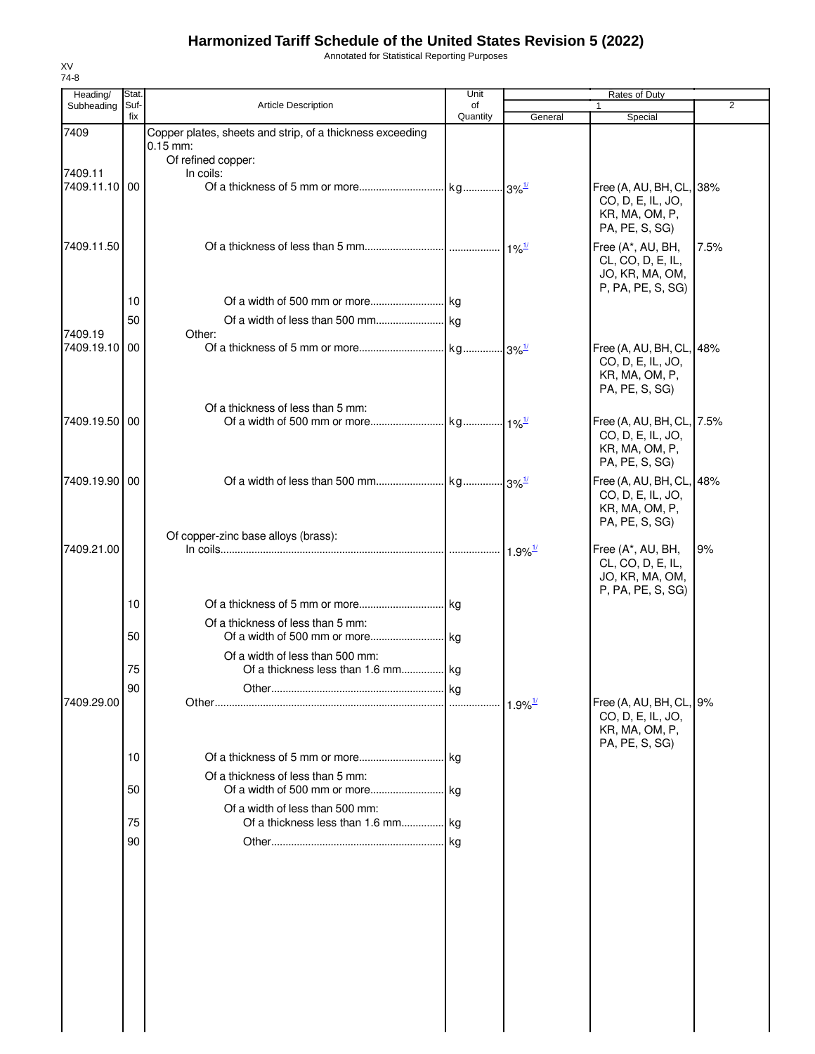# Harmonized Tariff Schedule of the United States Revision 5 (2022)

Annotated for Statistical Reporting Purposes

XV
74-8

| Heading/ Subheading | Stat. Suf- fix | Article Description | Unit of Quantity | Rates of Duty 1 General | Special | 2 |
|---|---|---|---|---|---|---|
| 7409 | | Copper plates, sheets and strip, of a thickness exceeding 0.15 mm: | | | | |
| | | Of refined copper: | | | | |
| 7409.11 | | In coils: | | | | |
| 7409.11.10 | 00 | Of a thickness of 5 mm or more | kg | 3%[1/] | Free (A, AU, BH, CL, CO, D, E, IL, JO, KR, MA, OM, P, PA, PE, S, SG) | 38% |
| 7409.11.50 | | Of a thickness of less than 5 mm | | 1%[1/] | Free (A*, AU, BH, CL, CO, D, E, IL, JO, KR, MA, OM, P, PA, PE, S, SG) | 7.5% |
| | 10 | Of a width of 500 mm or more | kg | | | |
| | 50 | Of a width of less than 500 mm | kg | | | |
| 7409.19 | | Other: | | | | |
| 7409.19.10 | 00 | Of a thickness of 5 mm or more | kg | 3%[1/] | Free (A, AU, BH, CL, CO, D, E, IL, JO, KR, MA, OM, P, PA, PE, S, SG) | 48% |
| | | Of a thickness of less than 5 mm: | | | | |
| 7409.19.50 | 00 | Of a width of 500 mm or more | kg | 1%[1/] | Free (A, AU, BH, CL, CO, D, E, IL, JO, KR, MA, OM, P, PA, PE, S, SG) | 7.5% |
| 7409.19.90 | 00 | Of a width of less than 500 mm | kg | 3%[1/] | Free (A, AU, BH, CL, CO, D, E, IL, JO, KR, MA, OM, P, PA, PE, S, SG) | 48% |
| | | Of copper-zinc base alloys (brass): | | | | |
| 7409.21.00 | | In coils | | 1.9%[1/] | Free (A*, AU, BH, CL, CO, D, E, IL, JO, KR, MA, OM, P, PA, PE, S, SG) | 9% |
| | 10 | Of a thickness of 5 mm or more | kg | | | |
| | | Of a thickness of less than 5 mm: | | | | |
| | 50 | Of a width of 500 mm or more | kg | | | |
| | | Of a width of less than 500 mm: | | | | |
| | 75 | Of a thickness less than 1.6 mm | kg | | | |
| | 90 | Other | kg | | | |
| 7409.29.00 | | Other | | 1.9%[1/] | Free (A, AU, BH, CL, CO, D, E, IL, JO, KR, MA, OM, P, PA, PE, S, SG) | 9% |
| | 10 | Of a thickness of 5 mm or more | kg | | | |
| | | Of a thickness of less than 5 mm: | | | | |
| | 50 | Of a width of 500 mm or more | kg | | | |
| | | Of a width of less than 500 mm: | | | | |
| | 75 | Of a thickness less than 1.6 mm | kg | | | |
| | 90 | Other | kg | | | |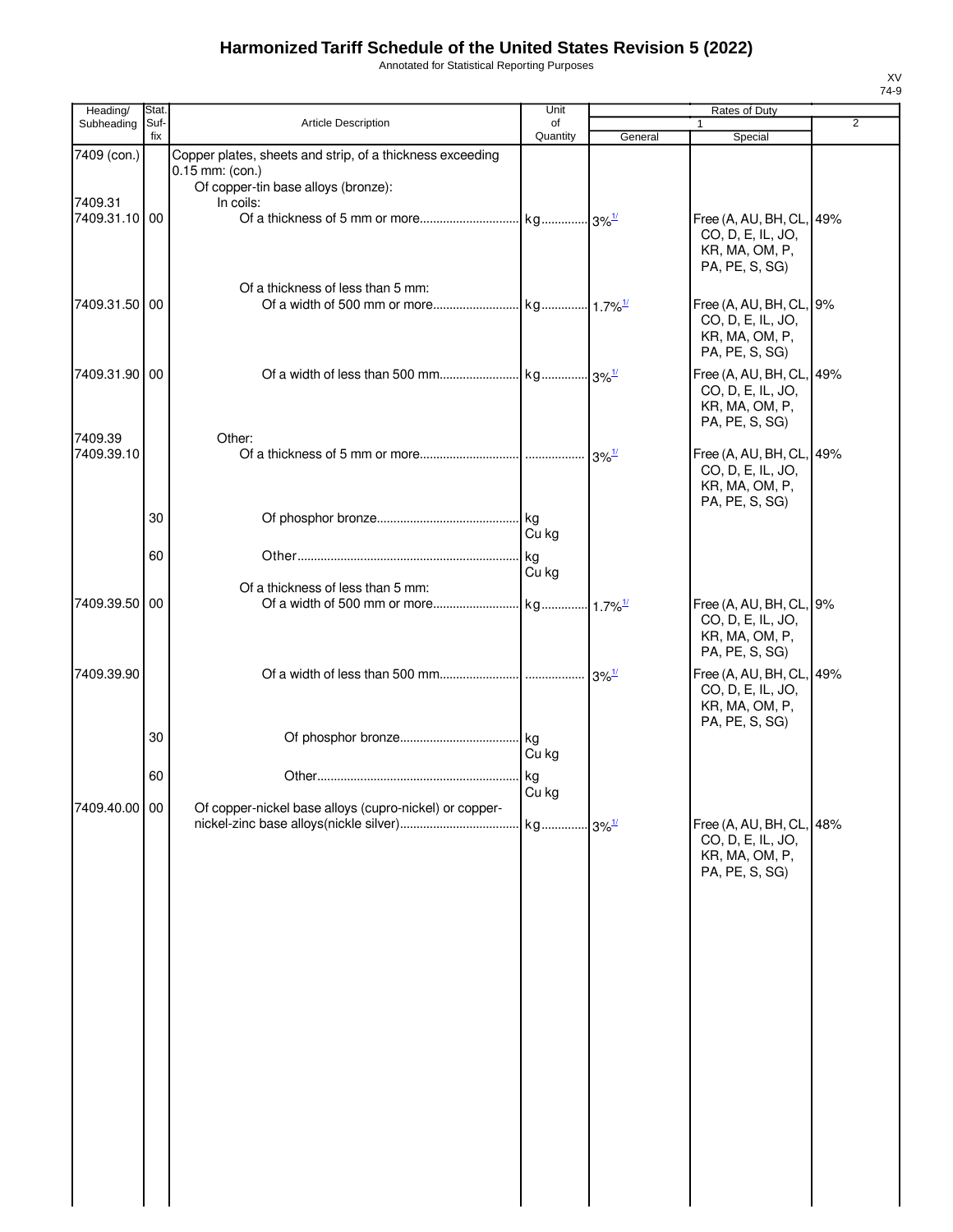# Harmonized Tariff Schedule of the United States Revision 5 (2022)

Annotated for Statistical Reporting Purposes

XV
74-9

| Heading/ Subheading | Stat. Suf- fix | Article Description | Unit of Quantity | Rates of Duty 1 General | Special | 2 |
|---|---|---|---|---|---|---|
| 7409 (con.) | | Copper plates, sheets and strip, of a thickness exceeding 0.15 mm: (con.) | | | | |
| | | Of copper-tin base alloys (bronze): | | | | |
| 7409.31 | | In coils: | | | | |
| 7409.31.10 | 00 | Of a thickness of 5 mm or more | kg | 3%[1/] | Free (A, AU, BH, CL, CO, D, E, IL, JO, KR, MA, OM, P, PA, PE, S, SG) | 49% |
| | | Of a thickness of less than 5 mm: | | | | |
| 7409.31.50 | 00 | Of a width of 500 mm or more | kg | 1.7%[1/] | Free (A, AU, BH, CL, CO, D, E, IL, JO, KR, MA, OM, P, PA, PE, S, SG) | 9% |
| 7409.31.90 | 00 | Of a width of less than 500 mm | kg | 3%[1/] | Free (A, AU, BH, CL, CO, D, E, IL, JO, KR, MA, OM, P, PA, PE, S, SG) | 49% |
| 7409.39 | | Other: | | | | |
| 7409.39.10 | | Of a thickness of 5 mm or more | | 3%[1/] | Free (A, AU, BH, CL, CO, D, E, IL, JO, KR, MA, OM, P, PA, PE, S, SG) | 49% |
| | 30 | Of phosphor bronze | kg Cu kg | | | |
| | 60 | Other | kg Cu kg | | | |
| | | Of a thickness of less than 5 mm: | | | | |
| 7409.39.50 | 00 | Of a width of 500 mm or more | kg | 1.7%[1/] | Free (A, AU, BH, CL, CO, D, E, IL, JO, KR, MA, OM, P, PA, PE, S, SG) | 9% |
| 7409.39.90 | | Of a width of less than 500 mm | | 3%[1/] | Free (A, AU, BH, CL, CO, D, E, IL, JO, KR, MA, OM, P, PA, PE, S, SG) | 49% |
| | 30 | Of phosphor bronze | kg Cu kg | | | |
| | 60 | Other | kg Cu kg | | | |
| 7409.40.00 | 00 | Of copper-nickel base alloys (cupro-nickel) or copper-nickel-zinc base alloys(nickle silver) | kg | 3%[1/] | Free (A, AU, BH, CL, CO, D, E, IL, JO, KR, MA, OM, P, PA, PE, S, SG) | 48% |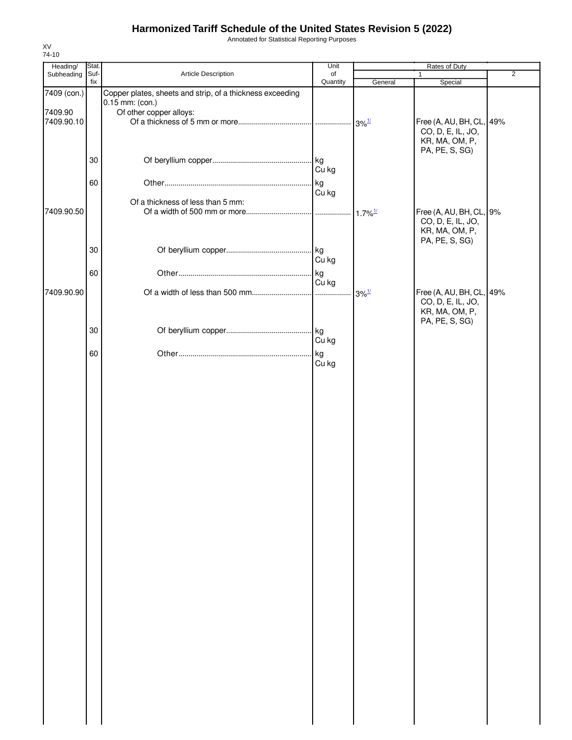# Harmonized Tariff Schedule of the United States Revision 5 (2022)

Annotated for Statistical Reporting Purposes

XV
74-10

| Heading/ Subheading | Stat. Suf- fix | Article Description | Unit of Quantity | Rates of Duty 1 General | Special | 2 |
|---|---|---|---|---|---|---|
| 7409 (con.) | | Copper plates, sheets and strip, of a thickness exceeding 0.15 mm: (con.) | | | | |
| 7409.90 | | Of other copper alloys: | | | | |
| 7409.90.10 | | Of a thickness of 5 mm or more | | 3%[1/] | Free (A, AU, BH, CL, CO, D, E, IL, JO, KR, MA, OM, P, PA, PE, S, SG) | 49% |
| | 30 | Of beryllium copper | kg Cu kg | | | |
| | 60 | Other | kg Cu kg | | | |
| | | Of a thickness of less than 5 mm: | | | | |
| 7409.90.50 | | Of a width of 500 mm or more | | 1.7%[1/] | Free (A, AU, BH, CL, CO, D, E, IL, JO, KR, MA, OM, P, PA, PE, S, SG) | 9% |
| | 30 | Of beryllium copper | kg Cu kg | | | |
| | 60 | Other | kg Cu kg | | | |
| 7409.90.90 | | Of a width of less than 500 mm | | 3%[1/] | Free (A, AU, BH, CL, CO, D, E, IL, JO, KR, MA, OM, P, PA, PE, S, SG) | 49% |
| | 30 | Of beryllium copper | kg Cu kg | | | |
| | 60 | Other | kg Cu kg | | | |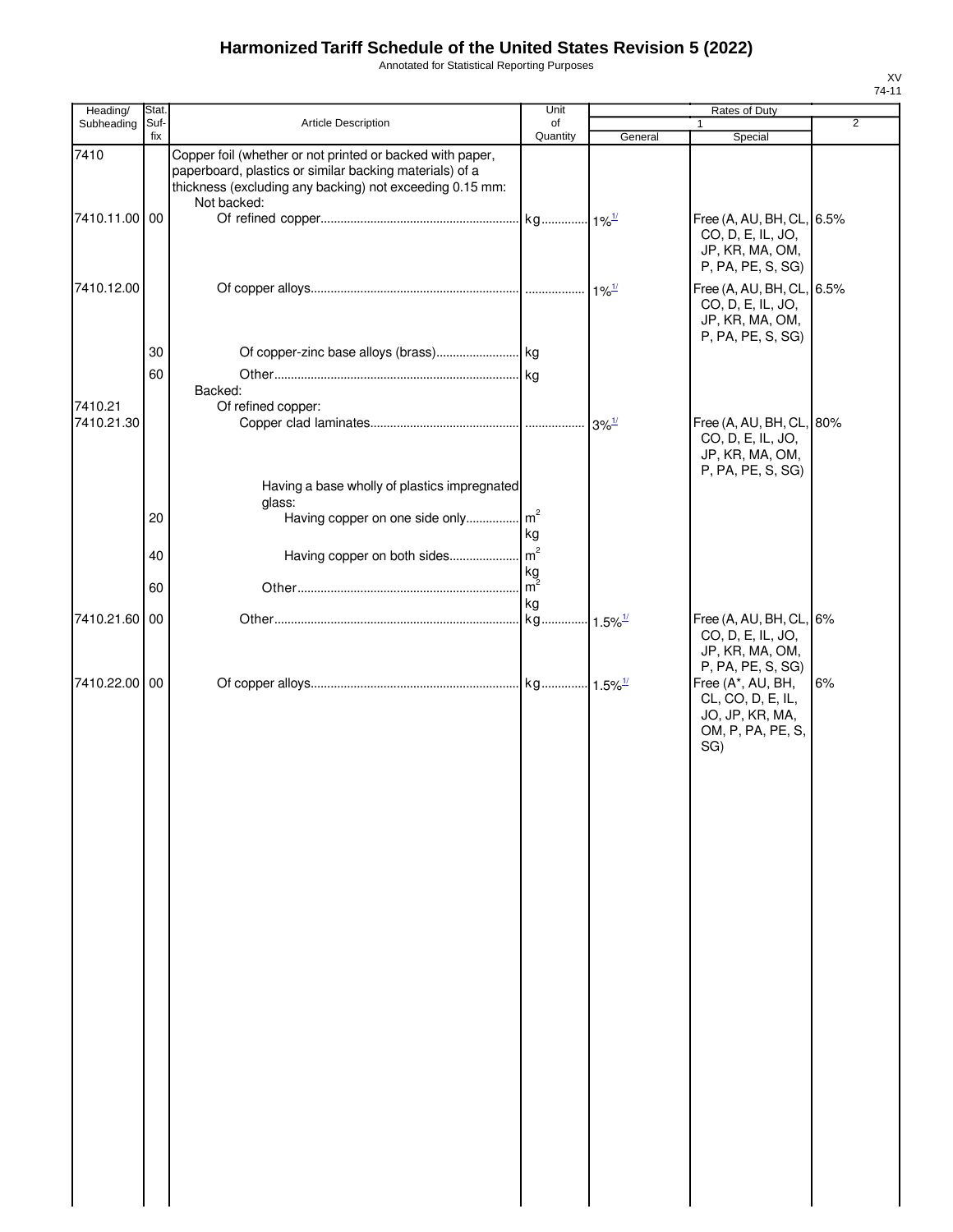# Harmonized Tariff Schedule of the United States Revision 5 (2022)

Annotated for Statistical Reporting Purposes

XV
74-11

| Heading/ Subheading | Stat. Suf- fix | Article Description | Unit of Quantity | Rates of Duty 1 General | Special | 2 |
|---|---|---|---|---|---|---|
| 7410 | | Copper foil (whether or not printed or backed with paper, paperboard, plastics or similar backing materials) of a thickness (excluding any backing) not exceeding 0.15 mm: | | | | |
| | | Not backed: | | | | |
| 7410.11.00 | 00 | Of refined copper | kg | 1%[1/] | Free (A, AU, BH, CL, CO, D, E, IL, JO, JP, KR, MA, OM, P, PA, PE, S, SG) | 6.5% |
| 7410.12.00 | | Of copper alloys | | 1%[1/] | Free (A, AU, BH, CL, CO, D, E, IL, JO, JP, KR, MA, OM, P, PA, PE, S, SG) | 6.5% |
| | 30 | Of copper-zinc base alloys (brass) | kg | | | |
| | 60 | Other | kg | | | |
| | | Backed: | | | | |
| 7410.21 | | Of refined copper: | | | | |
| 7410.21.30 | | Copper clad laminates | | 3%[1/] | Free (A, AU, BH, CL, CO, D, E, IL, JO, JP, KR, MA, OM, P, PA, PE, S, SG) | 80% |
| | | Having a base wholly of plastics impregnated glass: | | | | |
| | 20 | Having copper on one side only | $m^2$ kg | | | |
| | 40 | Having copper on both sides | $m^2$ kg | | | |
| | 60 | Other | $m^2$ kg | | | |
| 7410.21.60 | 00 | Other | kg | 1.5%[1/] | Free (A, AU, BH, CL, CO, D, E, IL, JO, JP, KR, MA, OM, P, PA, PE, S, SG) | 6% |
| 7410.22.00 | 00 | Of copper alloys | kg | 1.5%[1/] | Free (A*, AU, BH, CL, CO, D, E, IL, JO, JP, KR, MA, OM, P, PA, PE, S, SG) | 6% |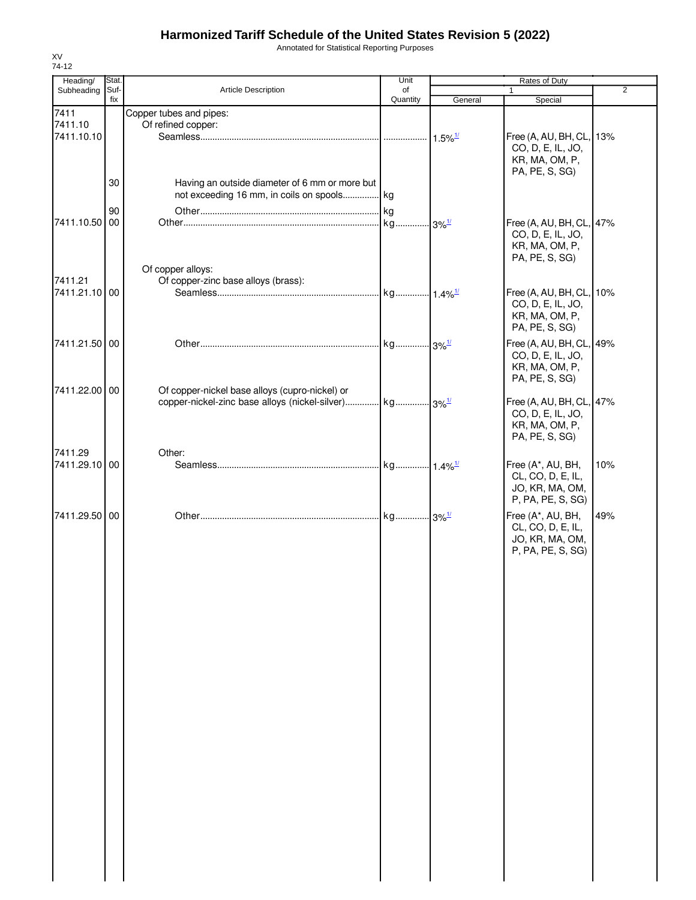# Harmonized Tariff Schedule of the United States Revision 5 (2022)

Annotated for Statistical Reporting Purposes

XV
74-12

| Heading/ Subheading | Stat. Suf-fix | Article Description | Unit of Quantity | Rates of Duty 1 General | Special | 2 |
|---|---|---|---|---|---|---|
| 7411 | | Copper tubes and pipes: | | | | |
| 7411.10 | | Of refined copper: | | | | |
| 7411.10.10 | | Seamless | | 1.5%[1/] | Free (A, AU, BH, CL, CO, D, E, IL, JO, KR, MA, OM, P, PA, PE, S, SG) | 13% |
| | 30 | Having an outside diameter of 6 mm or more but not exceeding 16 mm, in coils on spools | kg | | | |
| | 90 | Other | kg | | | |
| 7411.10.50 | 00 | Other | kg | 3%[1/] | Free (A, AU, BH, CL, CO, D, E, IL, JO, KR, MA, OM, P, PA, PE, S, SG) | 47% |
| | | Of copper alloys: | | | | |
| 7411.21 | | Of copper-zinc base alloys (brass): | | | | |
| 7411.21.10 | 00 | Seamless | kg | 1.4%[1/] | Free (A, AU, BH, CL, CO, D, E, IL, JO, KR, MA, OM, P, PA, PE, S, SG) | 10% |
| 7411.21.50 | 00 | Other | kg | 3%[1/] | Free (A, AU, BH, CL, CO, D, E, IL, JO, KR, MA, OM, P, PA, PE, S, SG) | 49% |
| 7411.22.00 | 00 | Of copper-nickel base alloys (cupro-nickel) or copper-nickel-zinc base alloys (nickel-silver) | kg | 3%[1/] | Free (A, AU, BH, CL, CO, D, E, IL, JO, KR, MA, OM, P, PA, PE, S, SG) | 47% |
| 7411.29 | | Other: | | | | |
| 7411.29.10 | 00 | Seamless | kg | 1.4%[1/] | Free (A*, AU, BH, CL, CO, D, E, IL, JO, KR, MA, OM, P, PA, PE, S, SG) | 10% |
| 7411.29.50 | 00 | Other | kg | 3%[1/] | Free (A*, AU, BH, CL, CO, D, E, IL, JO, KR, MA, OM, P, PA, PE, S, SG) | 49% |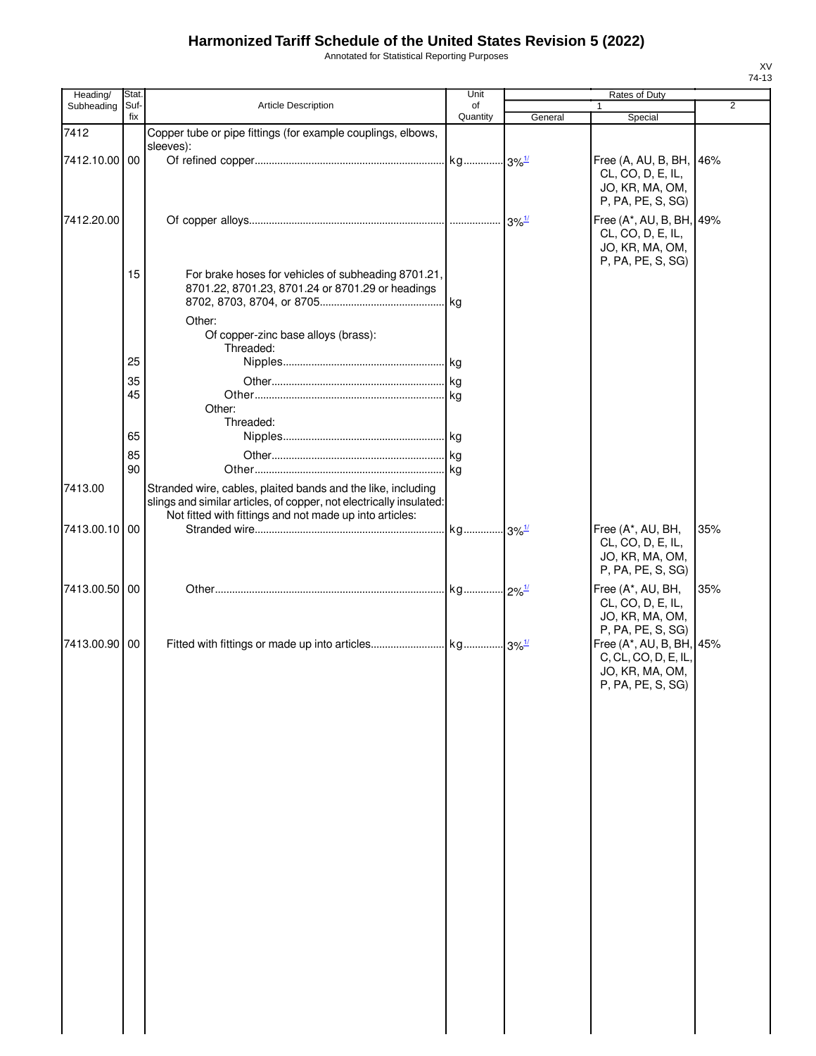# Harmonized Tariff Schedule of the United States Revision 5 (2022)

Annotated for Statistical Reporting Purposes

| Heading/ Subheading | Stat. Suf- fix | Article Description | Unit of Quantity | Rates of Duty 1 General | Rates of Duty 1 Special | Rates of Duty 2 |
|---|---|---|---|---|---|---|
| 7412 | | Copper tube or pipe fittings (for example couplings, elbows, sleeves): | | | | |
| 7412.10.00 | 00 | Of refined copper | kg | 3%[1/] | Free (A, AU, B, BH, CL, CO, D, E, IL, JO, KR, MA, OM, P, PA, PE, S, SG) | 46% |
| 7412.20.00 | | Of copper alloys | | 3%[1/] | Free (A*, AU, B, BH, CL, CO, D, E, IL, JO, KR, MA, OM, P, PA, PE, S, SG) | 49% |
| | 15 | For brake hoses for vehicles of subheading 8701.21, 8701.22, 8701.23, 8701.24 or 8701.29 or headings 8702, 8703, 8704, or 8705 | kg | | | |
| | | Other: | | | | |
| | | Of copper-zinc base alloys (brass): | | | | |
| | | Threaded: | | | | |
| | 25 | Nipples | kg | | | |
| | 35 | Other | kg | | | |
| | 45 | Other | kg | | | |
| | | Other: | | | | |
| | | Threaded: | | | | |
| | 65 | Nipples | kg | | | |
| | 85 | Other | kg | | | |
| | 90 | Other | kg | | | |
| 7413.00 | | Stranded wire, cables, plaited bands and the like, including slings and similar articles, of copper, not electrically insulated: | | | | |
| | | Not fitted with fittings and not made up into articles: | | | | |
| 7413.00.10 | 00 | Stranded wire | kg | 3%[1/] | Free (A*, AU, BH, CL, CO, D, E, IL, JO, KR, MA, OM, P, PA, PE, S, SG) | 35% |
| 7413.00.50 | 00 | Other | kg | 2%[1/] | Free (A*, AU, BH, CL, CO, D, E, IL, JO, KR, MA, OM, P, PA, PE, S, SG) | 35% |
| 7413.00.90 | 00 | Fitted with fittings or made up into articles | kg | 3%[1/] | Free (A*, AU, B, BH, C, CL, CO, D, E, IL, JO, KR, MA, OM, P, PA, PE, S, SG) | 45% |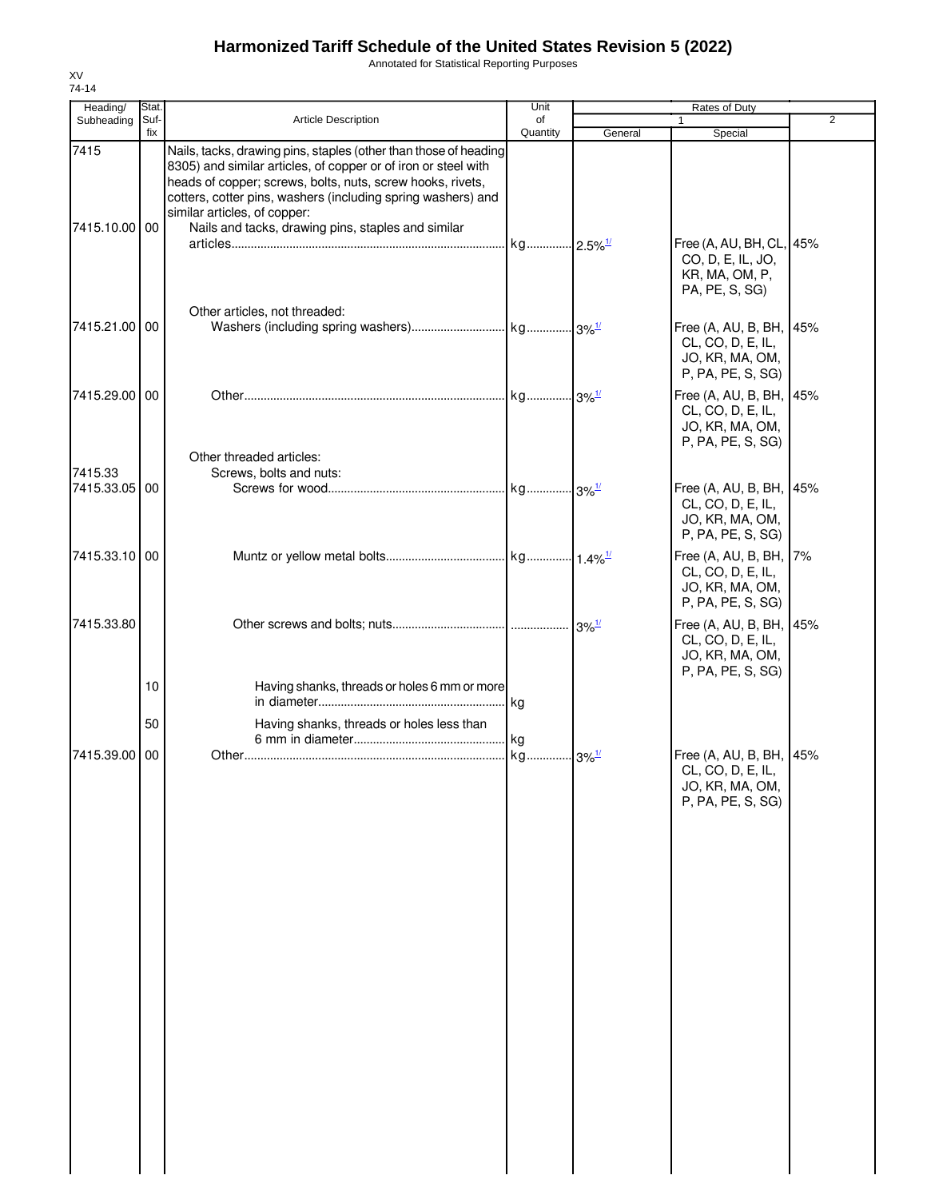# Harmonized Tariff Schedule of the United States Revision 5 (2022)

Annotated for Statistical Reporting Purposes

XV
74-14

| Heading/ Subheading | Stat. Suf-fix | Article Description | Unit of Quantity | Rates of Duty 1 General | Special | 2 |
|---|---|---|---|---|---|---|
| 7415 | | Nails, tacks, drawing pins, staples (other than those of heading 8305) and similar articles, of copper or of iron or steel with heads of copper; screws, bolts, nuts, screw hooks, rivets, cotters, cotter pins, washers (including spring washers) and similar articles, of copper: | | | | |
| 7415.10.00 | 00 | Nails and tacks, drawing pins, staples and similar articles | kg | 2.5%[1/] | Free (A, AU, BH, CL, CO, D, E, IL, JO, KR, MA, OM, P, PA, PE, S, SG) | 45% |
| | | Other articles, not threaded: | | | | |
| 7415.21.00 | 00 | Washers (including spring washers) | kg | 3%[1/] | Free (A, AU, B, BH, CL, CO, D, E, IL, JO, KR, MA, OM, P, PA, PE, S, SG) | 45% |
| 7415.29.00 | 00 | Other | kg | 3%[1/] | Free (A, AU, B, BH, CL, CO, D, E, IL, JO, KR, MA, OM, P, PA, PE, S, SG) | 45% |
| | | Other threaded articles: | | | | |
| 7415.33 | | Screws, bolts and nuts: | | | | |
| 7415.33.05 | 00 | Screws for wood | kg | 3%[1/] | Free (A, AU, B, BH, CL, CO, D, E, IL, JO, KR, MA, OM, P, PA, PE, S, SG) | 45% |
| 7415.33.10 | 00 | Muntz or yellow metal bolts | kg | 1.4%[1/] | Free (A, AU, B, BH, CL, CO, D, E, IL, JO, KR, MA, OM, P, PA, PE, S, SG) | 7% |
| 7415.33.80 | | Other screws and bolts; nuts | | 3%[1/] | Free (A, AU, B, BH, CL, CO, D, E, IL, JO, KR, MA, OM, P, PA, PE, S, SG) | 45% |
| | 10 | Having shanks, threads or holes 6 mm or more in diameter | kg | | | |
| | 50 | Having shanks, threads or holes less than 6 mm in diameter | kg | | | |
| 7415.39.00 | 00 | Other | kg | 3%[1/] | Free (A, AU, B, BH, CL, CO, D, E, IL, JO, KR, MA, OM, P, PA, PE, S, SG) | 45% |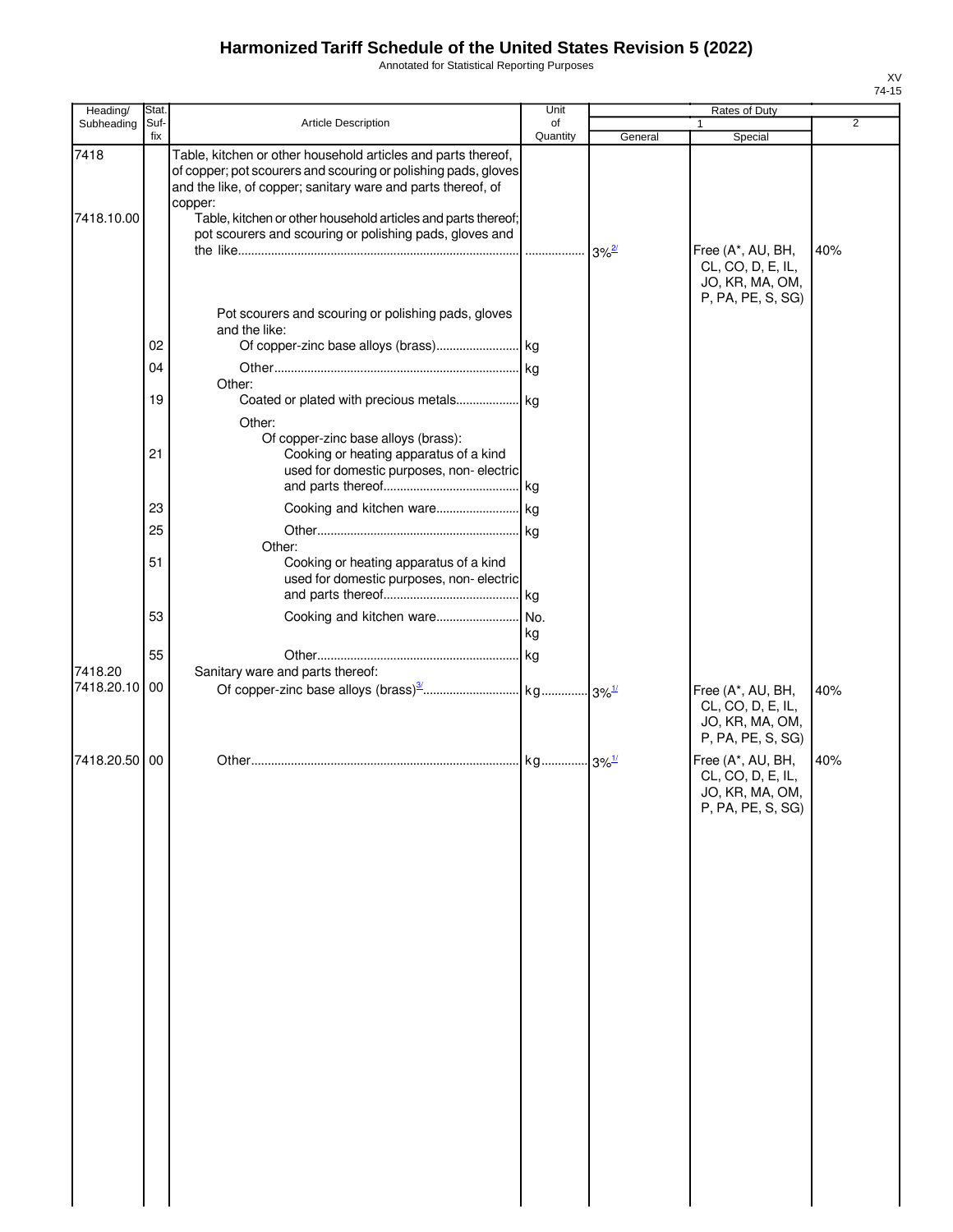# Harmonized Tariff Schedule of the United States Revision 5 (2022)

Annotated for Statistical Reporting Purposes

XV
74-15

| Heading/ Subheading | Stat. Suf- fix | Article Description | Unit of Quantity | Rates of Duty 1 General | Special | 2 |
|---|---|---|---|---|---|---|
| 7418 | | Table, kitchen or other household articles and parts thereof, of copper; pot scourers and scouring or polishing pads, gloves and the like, of copper; sanitary ware and parts thereof, of copper: | | | | |
| 7418.10.00 | | Table, kitchen or other household articles and parts thereof; pot scourers and scouring or polishing pads, gloves and the like | | 3%[2/] | Free (A*, AU, BH, CL, CO, D, E, IL, JO, KR, MA, OM, P, PA, PE, S, SG) | 40% |
| | | Pot scourers and scouring or polishing pads, gloves and the like: | | | | |
| | 02 | Of copper-zinc base alloys (brass) | kg | | | |
| | 04 | Other | kg | | | |
| | | Other: | | | | |
| | 19 | Coated or plated with precious metals | kg | | | |
| | | Other: | | | | |
| | | Of copper-zinc base alloys (brass): | | | | |
| | 21 | Cooking or heating apparatus of a kind used for domestic purposes, non- electric and parts thereof | kg | | | |
| | 23 | Cooking and kitchen ware | kg | | | |
| | 25 | Other | kg | | | |
| | | Other: | | | | |
| | 51 | Cooking or heating apparatus of a kind used for domestic purposes, non- electric and parts thereof | kg | | | |
| | 53 | Cooking and kitchen ware | No. kg | | | |
| | 55 | Other | kg | | | |
| 7418.20 | | Sanitary ware and parts thereof: | | | | |
| 7418.20.10 | 00 | Of copper-zinc base alloys (brass)[3/] | kg | 3%[1/] | Free (A*, AU, BH, CL, CO, D, E, IL, JO, KR, MA, OM, P, PA, PE, S, SG) | 40% |
| 7418.20.50 | 00 | Other | kg | 3%[1/] | Free (A*, AU, BH, CL, CO, D, E, IL, JO, KR, MA, OM, P, PA, PE, S, SG) | 40% |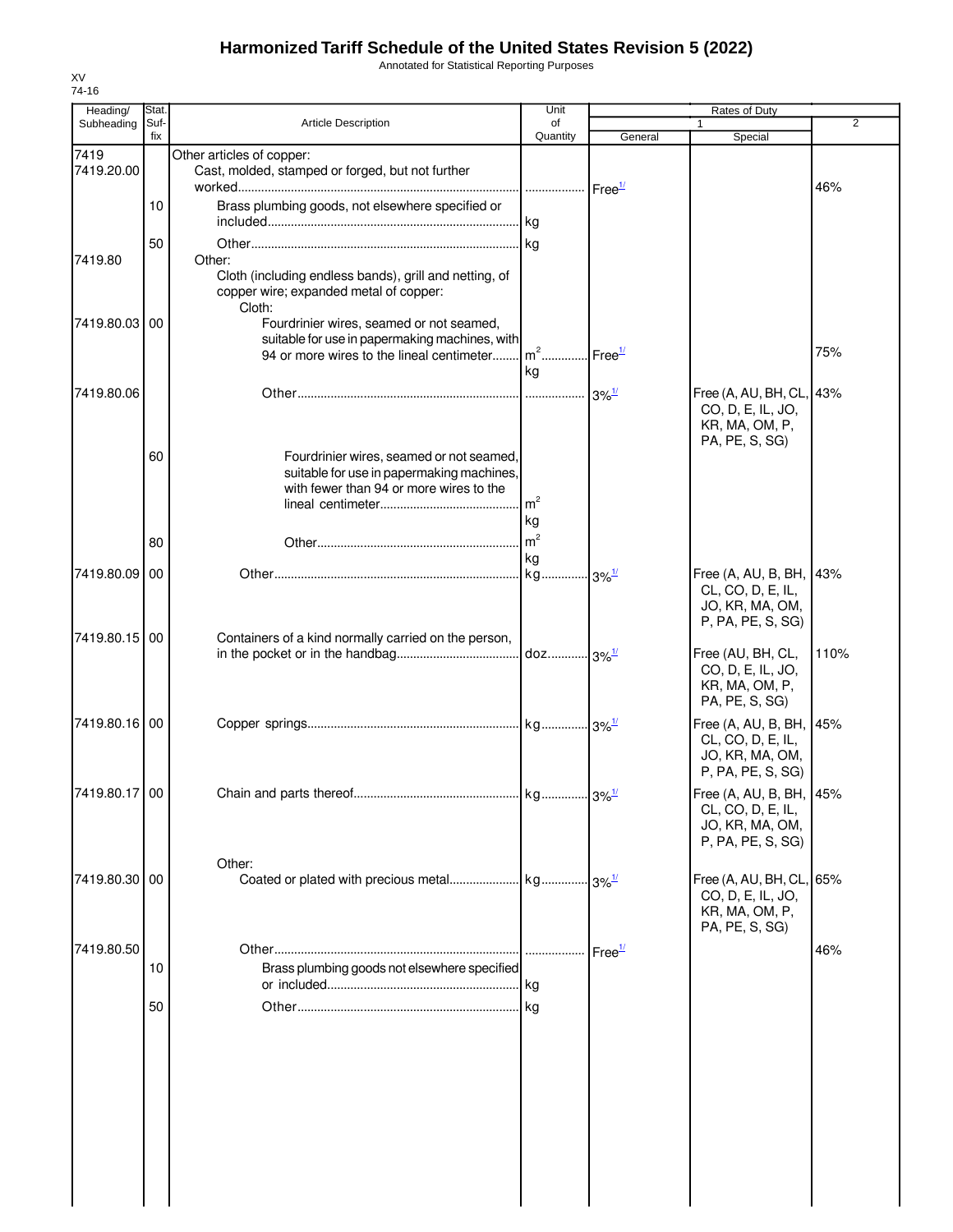# Harmonized Tariff Schedule of the United States Revision 5 (2022)

Annotated for Statistical Reporting Purposes

XV
74-16

| Heading/ Subheading | Stat. Suf- fix | Article Description | Unit of Quantity | Rates of Duty 1 General | Special | 2 |
|---|---|---|---|---|---|---|
| 7419 | | Other articles of copper: | | | | |
| 7419.20.00 | | Cast, molded, stamped or forged, but not further worked | | Free[1/] | | 46% |
| | 10 | Brass plumbing goods, not elsewhere specified or included | kg | | | |
| | 50 | Other | kg | | | |
| 7419.80 | | Other: | | | | |
| | | Cloth (including endless bands), grill and netting, of copper wire; expanded metal of copper: | | | | |
| | | Cloth: | | | | |
| 7419.80.03 | 00 | Fourdrinier wires, seamed or not seamed, suitable for use in papermaking machines, with 94 or more wires to the lineal centimeter | $m^2$ kg | Free[1/] | | 75% |
| 7419.80.06 | | Other | | 3%[1/] | Free (A, AU, BH, CL, CO, D, E, IL, JO, KR, MA, OM, P, PA, PE, S, SG) | 43% |
| | 60 | Fourdrinier wires, seamed or not seamed, suitable for use in papermaking machines, with fewer than 94 or more wires to the lineal centimeter | $m^2$ kg | | | |
| | 80 | Other | $m^2$ kg | | | |
| 7419.80.09 | 00 | Other | kg | 3%[1/] | Free (A, AU, B, BH, CL, CO, D, E, IL, JO, KR, MA, OM, P, PA, PE, S, SG) | 43% |
| 7419.80.15 | 00 | Containers of a kind normally carried on the person, in the pocket or in the handbag | doz. | 3%[1/] | Free (AU, BH, CL, CO, D, E, IL, JO, KR, MA, OM, P, PA, PE, S, SG) | 110% |
| 7419.80.16 | 00 | Copper springs | kg | 3%[1/] | Free (A, AU, B, BH, CL, CO, D, E, IL, JO, KR, MA, OM, P, PA, PE, S, SG) | 45% |
| 7419.80.17 | 00 | Chain and parts thereof | kg | 3%[1/] | Free (A, AU, B, BH, CL, CO, D, E, IL, JO, KR, MA, OM, P, PA, PE, S, SG) | 45% |
| | | Other: | | | | |
| 7419.80.30 | 00 | Coated or plated with precious metal | kg | 3%[1/] | Free (A, AU, BH, CL, CO, D, E, IL, JO, KR, MA, OM, P, PA, PE, S, SG) | 65% |
| 7419.80.50 | | Other | | Free[1/] | | 46% |
| | 10 | Brass plumbing goods not elsewhere specified or included | kg | | | |
| | 50 | Other | kg | | | |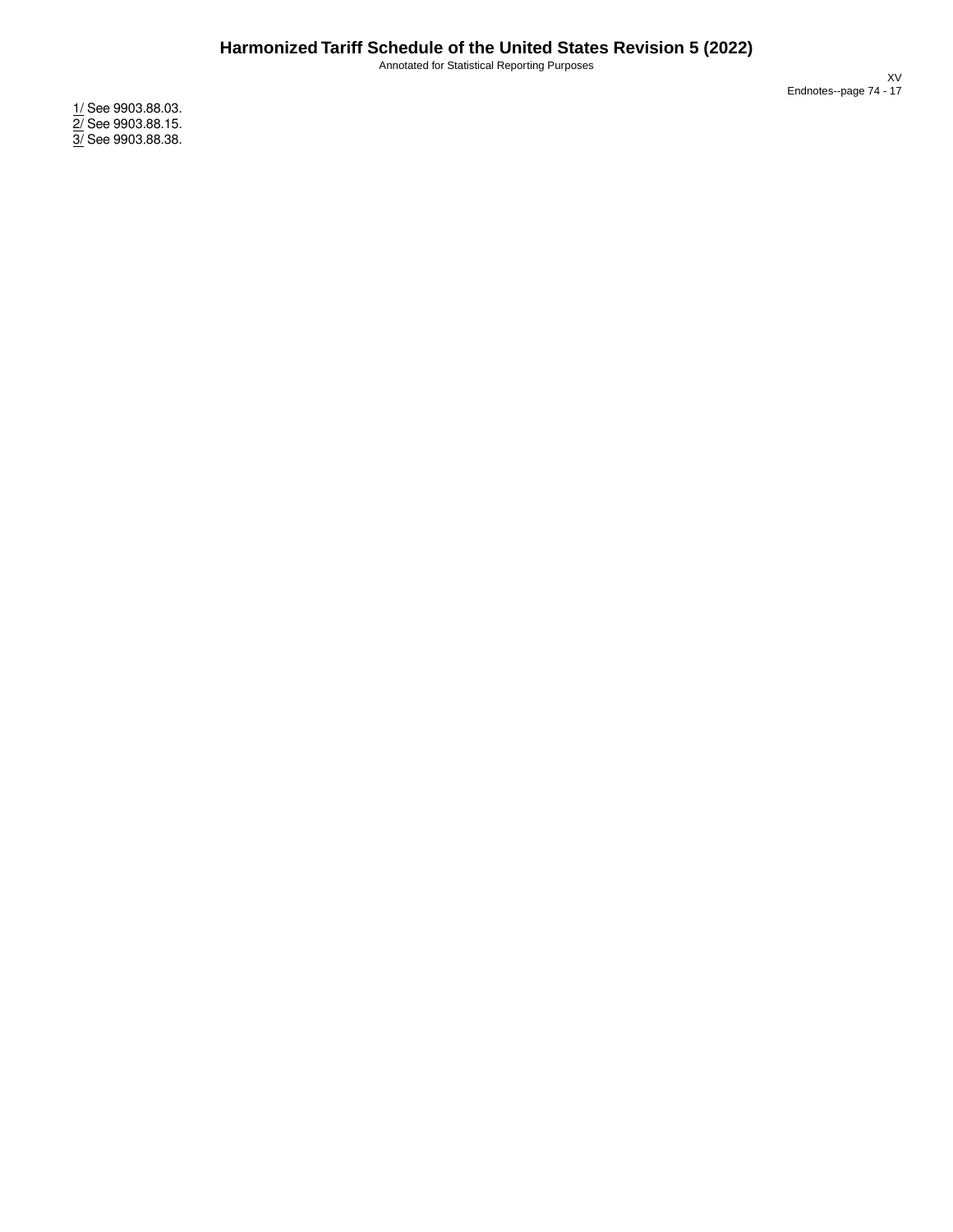1/ See 9903.88.03.
2/ See 9903.88.15.
3/ See 9903.88.38.